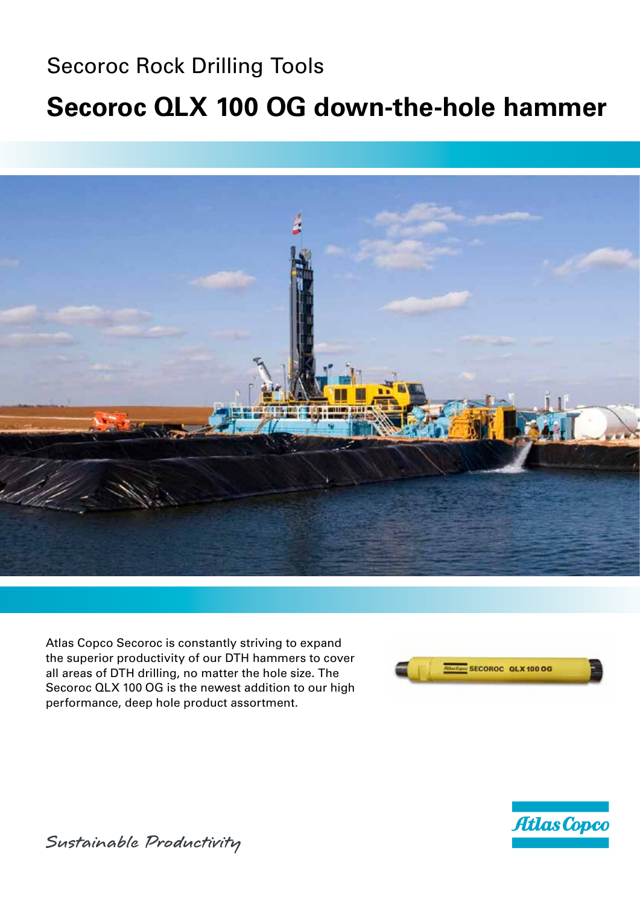Secoroc Rock Drilling Tools

# Secoroc QLX 100 OG down-the-hole hammer

Atlas Copco Secoroc is constantly striving to expand the superior productivity of our DTH hammers to cover all areas of DTH drilling, no matter the hole size. The Secoroc QLX 100 OG is the newest addition to our high performance, deep hole product assortment.

*Sustainable Productivity*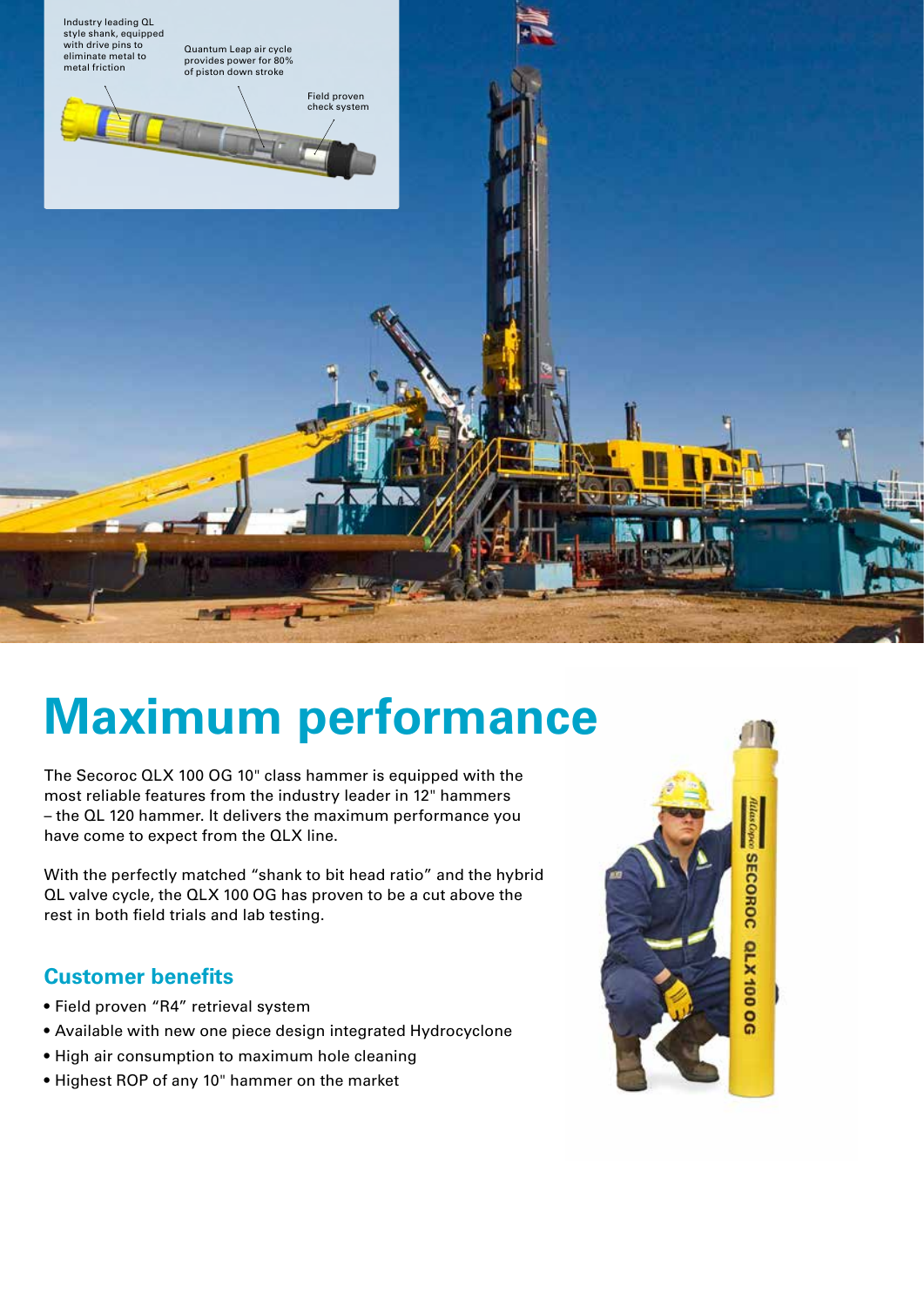Industry leading QL style shank, equipped with drive pins to eliminate metal to metal friction

Quantum Leap air cycle provides power for 80% of piston down stroke

Field proven check system

# Maximum performance

The Secoroc QLX 100 OG 10" class hammer is equipped with the most reliable features from the industry leader in 12" hammers – the QL 120 hammer. It delivers the maximum performance you have come to expect from the QLX line.

With the perfectly matched "shank to bit head ratio" and the hybrid QL valve cycle, the QLX 100 OG has proven to be a cut above the rest in both field trials and lab testing.

## Customer benefits

- Field proven "R4" retrieval system
- Available with new one piece design integrated Hydrocyclone
- High air consumption to maximum hole cleaning
- Highest ROP of any 10" hammer on the market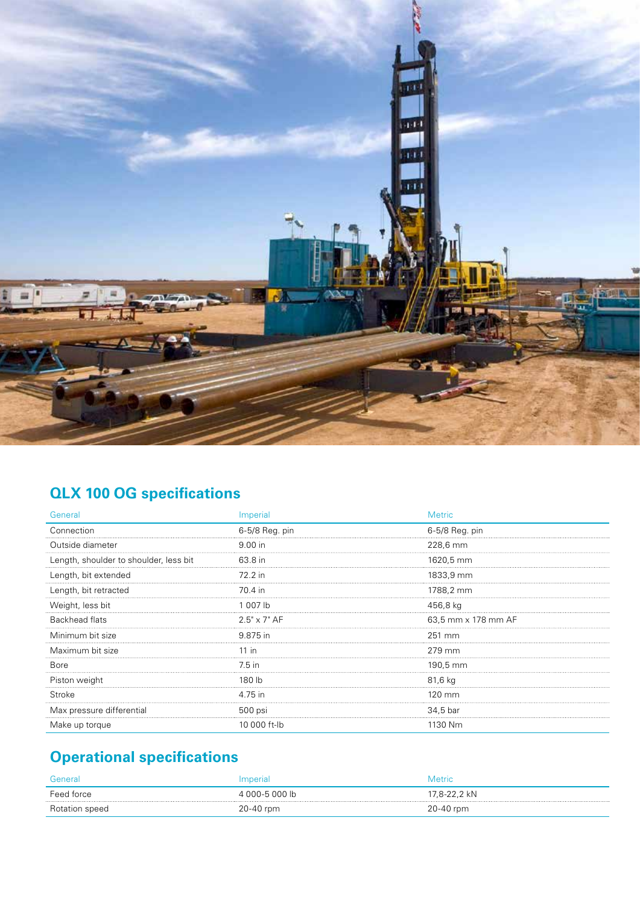## QLX 100 OG specifications

| General | Imperial | Metric |
| --- | --- | --- |
| Connection | 6-5/8 Reg. pin | 6-5/8 Reg. pin |
| Outside diameter | 9.00 in | 228,6 mm |
| Length, shoulder to shoulder, less bit | 63.8 in | 1620,5 mm |
| Length, bit extended | 72.2 in | 1833,9 mm |
| Length, bit retracted | 70.4 in | 1788,2 mm |
| Weight, less bit | 1 007 lb | 456,8 kg |
| Backhead flats | 2.5" x 7" AF | 63,5 mm x 178 mm AF |
| Minimum bit size | 9.875 in | 251 mm |
| Maximum bit size | 11 in | 279 mm |
| Bore | 7.5 in | 190,5 mm |
| Piston weight | 180 lb | 81,6 kg |
| Stroke | 4.75 in | 120 mm |
| Max pressure differential | 500 psi | 34,5 bar |
| Make up torque | 10 000 ft-lb | 1130 Nm |

## Operational specifications

| General | Imperial | Metric |
| --- | --- | --- |
| Feed force | 4 000-5 000 lb | 17,8-22,2 kN |
| Rotation speed | 20-40 rpm | 20-40 rpm |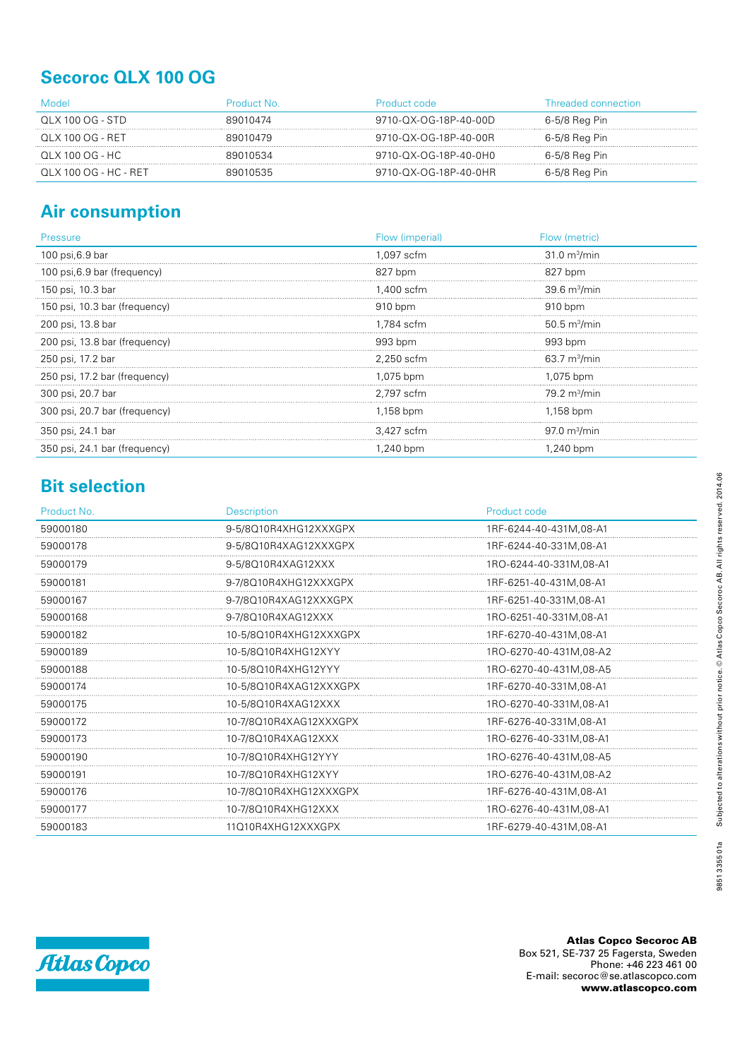## Secoroc QLX 100 OG

| Model | Product No. | Product code | Threaded connection |
|---|---|---|---|
| QLX 100 OG - STD | 89010474 | 9710-QX-OG-18P-40-00D | 6-5/8 Reg Pin |
| QLX 100 OG - RET | 89010479 | 9710-QX-OG-18P-40-00R | 6-5/8 Reg Pin |
| QLX 100 OG - HC | 89010534 | 9710-QX-OG-18P-40-0H0 | 6-5/8 Reg Pin |
| QLX 100 OG - HC - RET | 89010535 | 9710-QX-OG-18P-40-0HR | 6-5/8 Reg Pin |

## Air consumption

| Pressure | Flow (imperial) | Flow (metric) |
|---|---|---|
| 100 psi,6.9 bar | 1,097 scfm | 31.0 $m^3$/min |
| 100 psi,6.9 bar (frequency) | 827 bpm | 827 bpm |
| 150 psi, 10.3 bar | 1,400 scfm | 39.6 $m^3$/min |
| 150 psi, 10.3 bar (frequency) | 910 bpm | 910 bpm |
| 200 psi, 13.8 bar | 1,784 scfm | 50.5 $m^3$/min |
| 200 psi, 13.8 bar (frequency) | 993 bpm | 993 bpm |
| 250 psi, 17.2 bar | 2,250 scfm | 63.7 $m^3$/min |
| 250 psi, 17.2 bar (frequency) | 1,075 bpm | 1,075 bpm |
| 300 psi, 20.7 bar | 2,797 scfm | 79.2 $m^3$/min |
| 300 psi, 20.7 bar (frequency) | 1,158 bpm | 1,158 bpm |
| 350 psi, 24.1 bar | 3,427 scfm | 97.0 $m^3$/min |
| 350 psi, 24.1 bar (frequency) | 1,240 bpm | 1,240 bpm |

## Bit selection

| Product No. | Description | Product code |
|---|---|---|
| 59000180 | 9-5/8Q10R4XHG12XXXGPX | 1RF-6244-40-431M,08-A1 |
| 59000178 | 9-5/8Q10R4XAG12XXXGPX | 1RF-6244-40-331M,08-A1 |
| 59000179 | 9-5/8Q10R4XAG12XXX | 1RO-6244-40-331M,08-A1 |
| 59000181 | 9-7/8Q10R4XHG12XXXGPX | 1RF-6251-40-431M,08-A1 |
| 59000167 | 9-7/8Q10R4XAG12XXXGPX | 1RF-6251-40-331M,08-A1 |
| 59000168 | 9-7/8Q10R4XAG12XXX | 1RO-6251-40-331M,08-A1 |
| 59000182 | 10-5/8Q10R4XHG12XXXGPX | 1RF-6270-40-431M,08-A1 |
| 59000189 | 10-5/8Q10R4XHG12XYY | 1RO-6270-40-431M,08-A2 |
| 59000188 | 10-5/8Q10R4XHG12YYY | 1RO-6270-40-431M,08-A5 |
| 59000174 | 10-5/8Q10R4XAG12XXXGPX | 1RF-6270-40-331M,08-A1 |
| 59000175 | 10-5/8Q10R4XAG12XXX | 1RO-6270-40-331M,08-A1 |
| 59000172 | 10-7/8Q10R4XAG12XXXGPX | 1RF-6276-40-331M,08-A1 |
| 59000173 | 10-7/8Q10R4XAG12XXX | 1RO-6276-40-331M,08-A1 |
| 59000190 | 10-7/8Q10R4XHG12YYY | 1RO-6276-40-431M,08-A5 |
| 59000191 | 10-7/8Q10R4XHG12XYY | 1RO-6276-40-431M,08-A2 |
| 59000176 | 10-7/8Q10R4XHG12XXXGPX | 1RF-6276-40-431M,08-A1 |
| 59000177 | 10-7/8Q10R4XHG12XXX | 1RO-6276-40-431M,08-A1 |
| 59000183 | 11Q10R4XHG12XXXGPX | 1RF-6279-40-431M,08-A1 |

Subjected to alterations without prior notice. © Atlas Copco Secoroc AB. All rights reserved. 2014.06

9851 3355 01a

Atlas Copco

**Atlas Copco Secoroc AB**
Box 521, SE-737 25 Fagersta, Sweden
Phone: +46 223 461 00
E-mail: secoroc@se.atlascopco.com
**www.atlascopco.com**